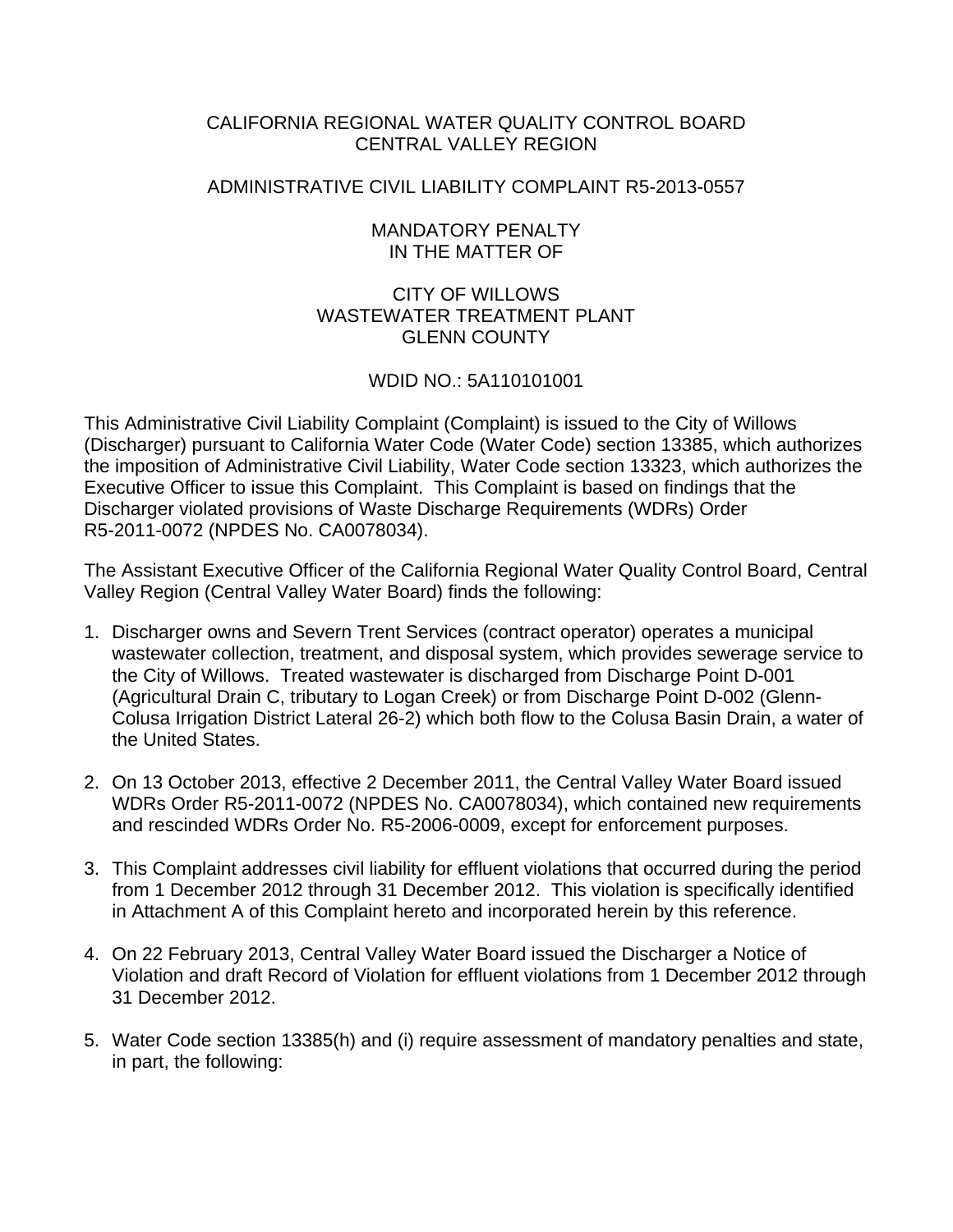CALIFORNIA REGIONAL WATER QUALITY CONTROL BOARD
CENTRAL VALLEY REGION

ADMINISTRATIVE CIVIL LIABILITY COMPLAINT R5-2013-0557

MANDATORY PENALTY
IN THE MATTER OF

CITY OF WILLOWS
WASTEWATER TREATMENT PLANT
GLENN COUNTY

WDID NO.: 5A110101001

This Administrative Civil Liability Complaint (Complaint) is issued to the City of Willows (Discharger) pursuant to California Water Code (Water Code) section 13385, which authorizes the imposition of Administrative Civil Liability, Water Code section 13323, which authorizes the Executive Officer to issue this Complaint. This Complaint is based on findings that the Discharger violated provisions of Waste Discharge Requirements (WDRs) Order R5-2011-0072 (NPDES No. CA0078034).

The Assistant Executive Officer of the California Regional Water Quality Control Board, Central Valley Region (Central Valley Water Board) finds the following:

1. Discharger owns and Severn Trent Services (contract operator) operates a municipal wastewater collection, treatment, and disposal system, which provides sewerage service to the City of Willows. Treated wastewater is discharged from Discharge Point D-001 (Agricultural Drain C, tributary to Logan Creek) or from Discharge Point D-002 (Glenn-Colusa Irrigation District Lateral 26-2) which both flow to the Colusa Basin Drain, a water of the United States.

2. On 13 October 2013, effective 2 December 2011, the Central Valley Water Board issued WDRs Order R5-2011-0072 (NPDES No. CA0078034), which contained new requirements and rescinded WDRs Order No. R5-2006-0009, except for enforcement purposes.

3. This Complaint addresses civil liability for effluent violations that occurred during the period from 1 December 2012 through 31 December 2012. This violation is specifically identified in Attachment A of this Complaint hereto and incorporated herein by this reference.

4. On 22 February 2013, Central Valley Water Board issued the Discharger a Notice of Violation and draft Record of Violation for effluent violations from 1 December 2012 through 31 December 2012.

5. Water Code section 13385(h) and (i) require assessment of mandatory penalties and state, in part, the following: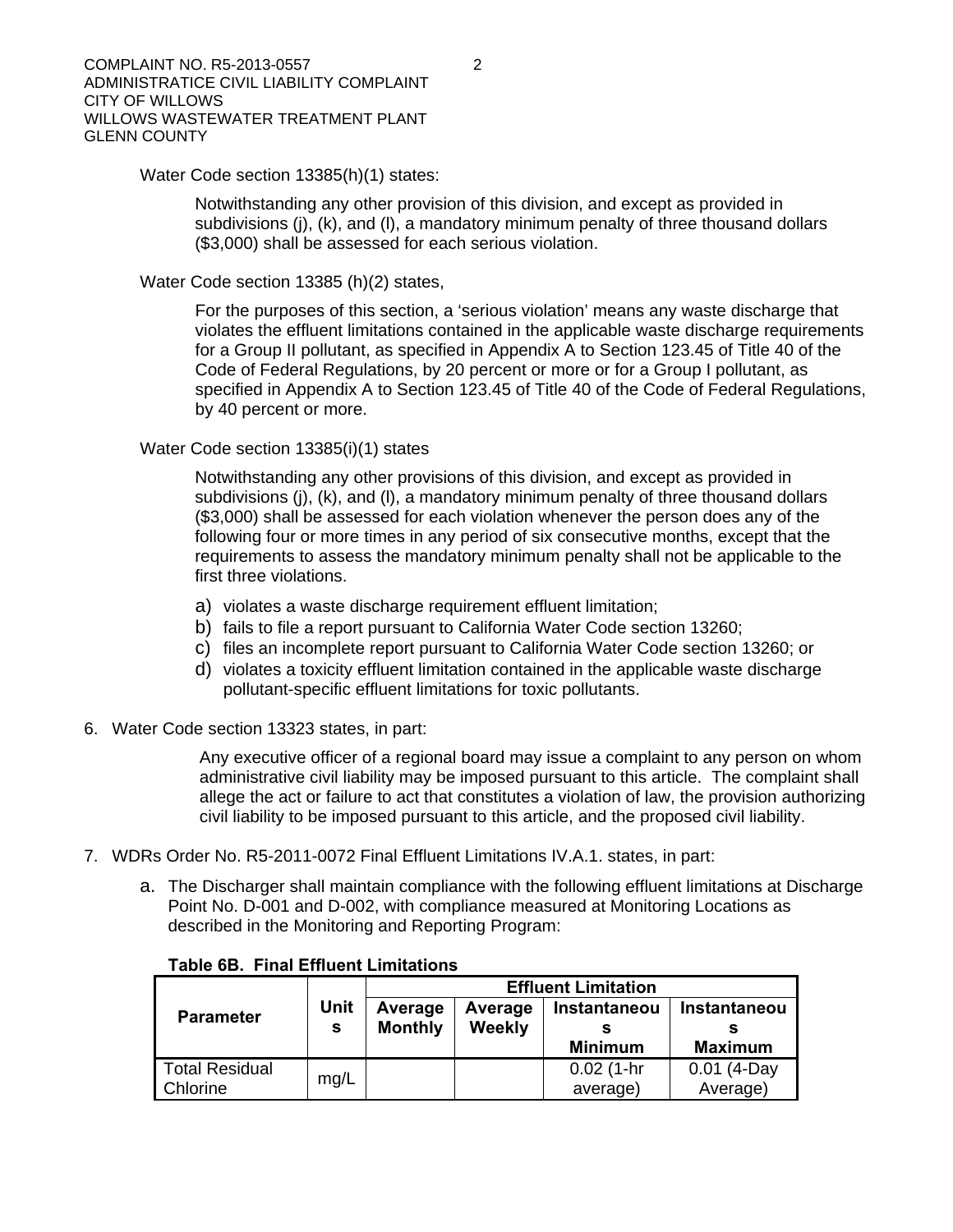Water Code section 13385(h)(1) states:

> Notwithstanding any other provision of this division, and except as provided in subdivisions (j), (k), and (l), a mandatory minimum penalty of three thousand dollars ($3,000) shall be assessed for each serious violation.

Water Code section 13385 (h)(2) states,

> For the purposes of this section, a 'serious violation' means any waste discharge that violates the effluent limitations contained in the applicable waste discharge requirements for a Group II pollutant, as specified in Appendix A to Section 123.45 of Title 40 of the Code of Federal Regulations, by 20 percent or more or for a Group I pollutant, as specified in Appendix A to Section 123.45 of Title 40 of the Code of Federal Regulations, by 40 percent or more.

Water Code section 13385(i)(1) states

> Notwithstanding any other provisions of this division, and except as provided in subdivisions (j), (k), and (l), a mandatory minimum penalty of three thousand dollars ($3,000) shall be assessed for each violation whenever the person does any of the following four or more times in any period of six consecutive months, except that the requirements to assess the mandatory minimum penalty shall not be applicable to the first three violations.
>
> a) violates a waste discharge requirement effluent limitation;
> b) fails to file a report pursuant to California Water Code section 13260;
> c) files an incomplete report pursuant to California Water Code section 13260; or
> d) violates a toxicity effluent limitation contained in the applicable waste discharge pollutant-specific effluent limitations for toxic pollutants.

6. Water Code section 13323 states, in part:

> Any executive officer of a regional board may issue a complaint to any person on whom administrative civil liability may be imposed pursuant to this article. The complaint shall allege the act or failure to act that constitutes a violation of law, the provision authorizing civil liability to be imposed pursuant to this article, and the proposed civil liability.

7. WDRs Order No. R5-2011-0072 Final Effluent Limitations IV.A.1. states, in part:

   a. The Discharger shall maintain compliance with the following effluent limitations at Discharge Point No. D-001 and D-002, with compliance measured at Monitoring Locations as described in the Monitoring and Reporting Program:

**Table 6B. Final Effluent Limitations**

| Parameter | Units | Effluent Limitation | | | |
|---|---|---|---|---|---|
| | | Average Monthly | Average Weekly | Instantaneous Minimum | Instantaneous Maximum |
| Total Residual Chlorine | mg/L | | | 0.02 (1-hr average) | 0.01 (4-Day Average) |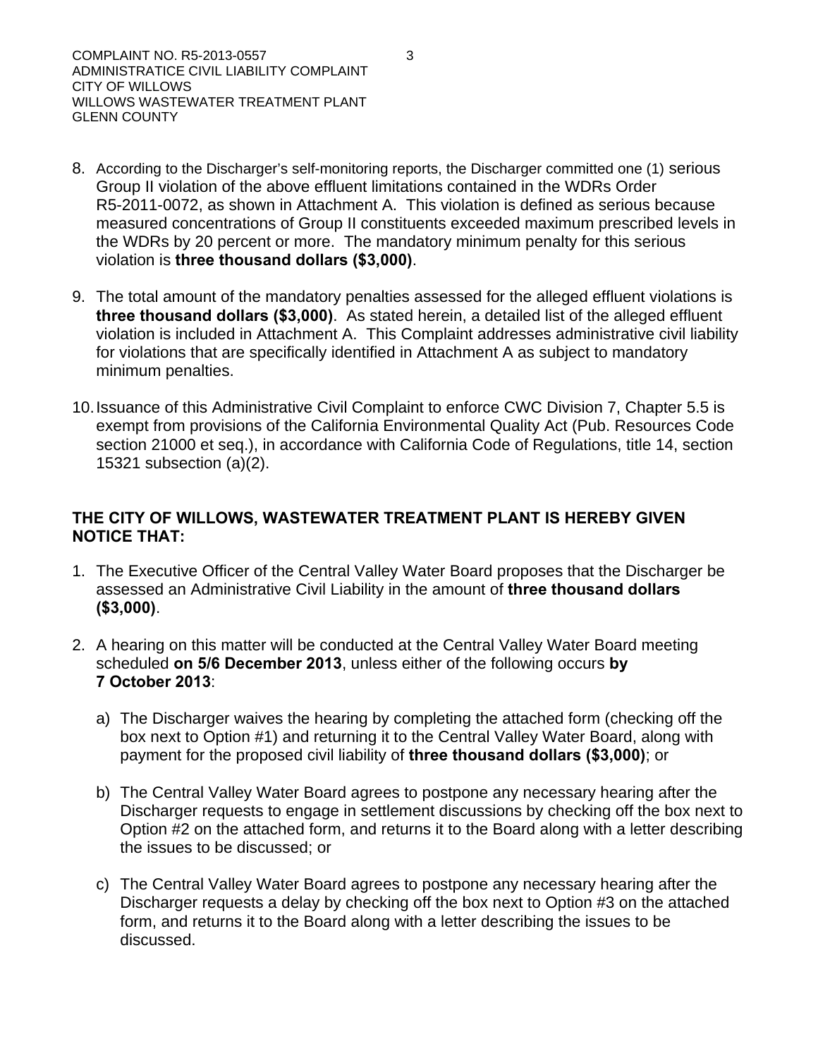8. According to the Discharger's self-monitoring reports, the Discharger committed one (1) serious Group II violation of the above effluent limitations contained in the WDRs Order R5-2011-0072, as shown in Attachment A. This violation is defined as serious because measured concentrations of Group II constituents exceeded maximum prescribed levels in the WDRs by 20 percent or more. The mandatory minimum penalty for this serious violation is **three thousand dollars ($3,000)**.

9. The total amount of the mandatory penalties assessed for the alleged effluent violations is **three thousand dollars ($3,000)**. As stated herein, a detailed list of the alleged effluent violation is included in Attachment A. This Complaint addresses administrative civil liability for violations that are specifically identified in Attachment A as subject to mandatory minimum penalties.

10. Issuance of this Administrative Civil Complaint to enforce CWC Division 7, Chapter 5.5 is exempt from provisions of the California Environmental Quality Act (Pub. Resources Code section 21000 et seq.), in accordance with California Code of Regulations, title 14, section 15321 subsection (a)(2).

**THE CITY OF WILLOWS, WASTEWATER TREATMENT PLANT IS HEREBY GIVEN NOTICE THAT:**

1. The Executive Officer of the Central Valley Water Board proposes that the Discharger be assessed an Administrative Civil Liability in the amount of **three thousand dollars ($3,000)**.

2. A hearing on this matter will be conducted at the Central Valley Water Board meeting scheduled **on 5/6 December 2013**, unless either of the following occurs **by 7 October 2013**:

   a) The Discharger waives the hearing by completing the attached form (checking off the box next to Option #1) and returning it to the Central Valley Water Board, along with payment for the proposed civil liability of **three thousand dollars ($3,000)**; or

   b) The Central Valley Water Board agrees to postpone any necessary hearing after the Discharger requests to engage in settlement discussions by checking off the box next to Option #2 on the attached form, and returns it to the Board along with a letter describing the issues to be discussed; or

   c) The Central Valley Water Board agrees to postpone any necessary hearing after the Discharger requests a delay by checking off the box next to Option #3 on the attached form, and returns it to the Board along with a letter describing the issues to be discussed.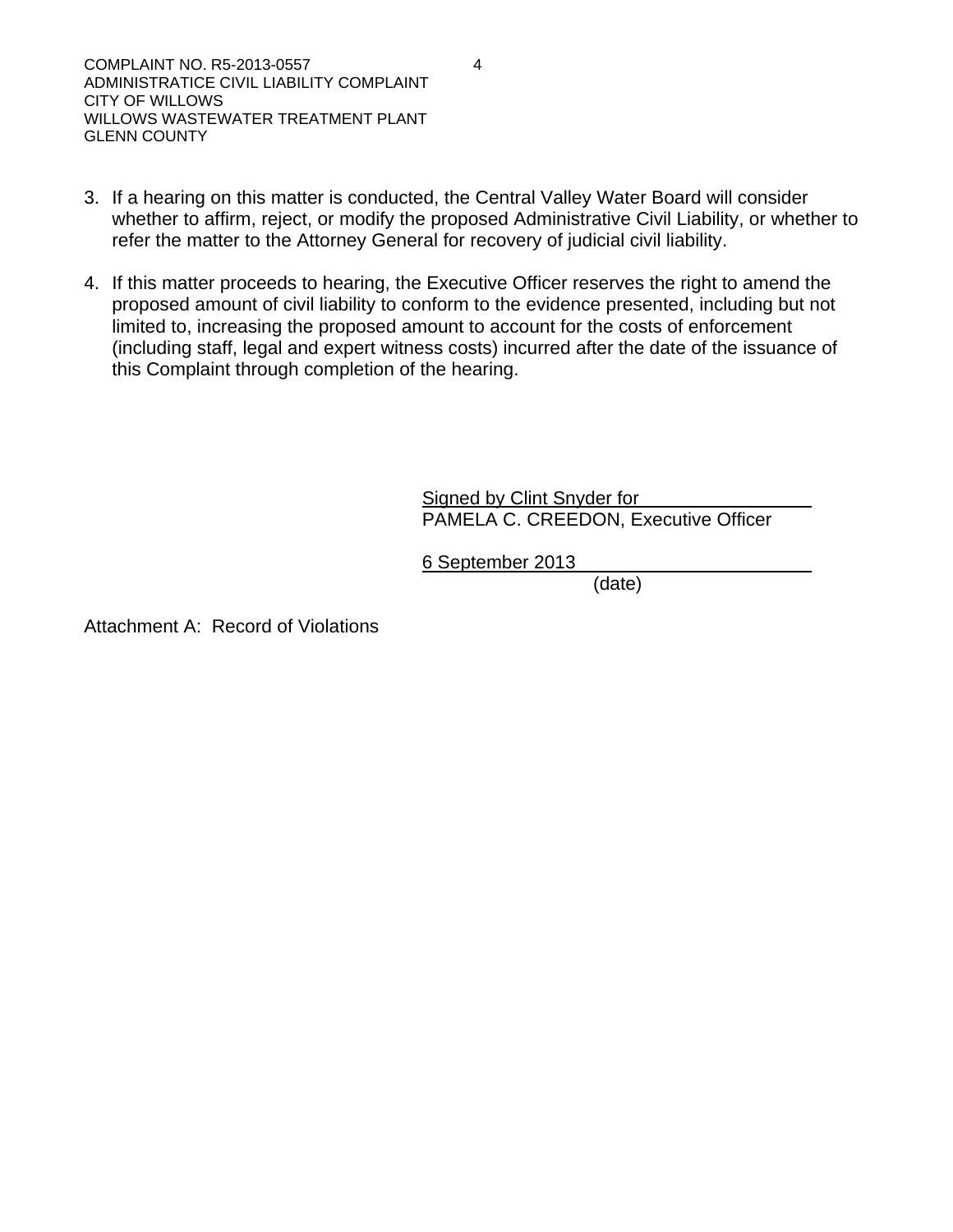3. If a hearing on this matter is conducted, the Central Valley Water Board will consider whether to affirm, reject, or modify the proposed Administrative Civil Liability, or whether to refer the matter to the Attorney General for recovery of judicial civil liability.

4. If this matter proceeds to hearing, the Executive Officer reserves the right to amend the proposed amount of civil liability to conform to the evidence presented, including but not limited to, increasing the proposed amount to account for the costs of enforcement (including staff, legal and expert witness costs) incurred after the date of the issuance of this Complaint through completion of the hearing.

Signed by Clint Snyder for
PAMELA C. CREEDON, Executive Officer

6 September 2013
(date)

Attachment A: Record of Violations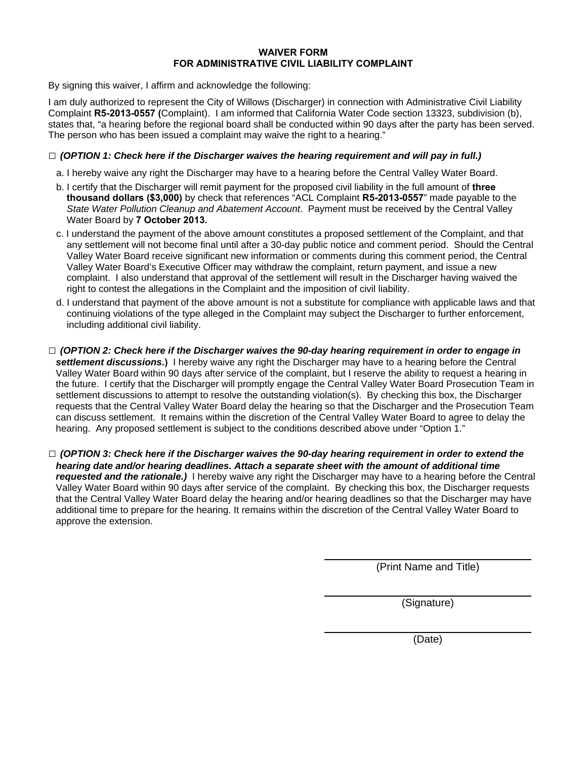**WAIVER FORM**
**FOR ADMINISTRATIVE CIVIL LIABILITY COMPLAINT**

By signing this waiver, I affirm and acknowledge the following:

I am duly authorized to represent the City of Willows (Discharger) in connection with Administrative Civil Liability Complaint **R5-2013-0557 (**Complaint). I am informed that California Water Code section 13323, subdivision (b), states that, "a hearing before the regional board shall be conducted within 90 days after the party has been served. The person who has been issued a complaint may waive the right to a hearing."

□ ***(OPTION 1: Check here if the Discharger waives the hearing requirement and will pay in full.)***

a. I hereby waive any right the Discharger may have to a hearing before the Central Valley Water Board.

b. I certify that the Discharger will remit payment for the proposed civil liability in the full amount of **three thousand dollars ($3,000)** by check that references "ACL Complaint **R5-2013-0557**" made payable to the *State Water Pollution Cleanup and Abatement Account*. Payment must be received by the Central Valley Water Board by **7 October 2013.**

c. I understand the payment of the above amount constitutes a proposed settlement of the Complaint, and that any settlement will not become final until after a 30-day public notice and comment period. Should the Central Valley Water Board receive significant new information or comments during this comment period, the Central Valley Water Board's Executive Officer may withdraw the complaint, return payment, and issue a new complaint. I also understand that approval of the settlement will result in the Discharger having waived the right to contest the allegations in the Complaint and the imposition of civil liability.

d. I understand that payment of the above amount is not a substitute for compliance with applicable laws and that continuing violations of the type alleged in the Complaint may subject the Discharger to further enforcement, including additional civil liability.

□ ***(OPTION 2: Check here if the Discharger waives the 90-day hearing requirement in order to engage in settlement discussions*.)** I hereby waive any right the Discharger may have to a hearing before the Central Valley Water Board within 90 days after service of the complaint, but I reserve the ability to request a hearing in the future. I certify that the Discharger will promptly engage the Central Valley Water Board Prosecution Team in settlement discussions to attempt to resolve the outstanding violation(s). By checking this box, the Discharger requests that the Central Valley Water Board delay the hearing so that the Discharger and the Prosecution Team can discuss settlement. It remains within the discretion of the Central Valley Water Board to agree to delay the hearing. Any proposed settlement is subject to the conditions described above under "Option 1."

□ ***(OPTION 3: Check here if the Discharger waives the 90-day hearing requirement in order to extend the hearing date and/or hearing deadlines. Attach a separate sheet with the amount of additional time requested and the rationale.)*** I hereby waive any right the Discharger may have to a hearing before the Central Valley Water Board within 90 days after service of the complaint. By checking this box, the Discharger requests that the Central Valley Water Board delay the hearing and/or hearing deadlines so that the Discharger may have additional time to prepare for the hearing. It remains within the discretion of the Central Valley Water Board to approve the extension.

\_\_\_\_\_\_\_\_\_\_\_\_\_\_\_\_\_\_\_\_\_\_\_\_\_\_\_\_\_\_\_\_\_\_\_\_
(Print Name and Title)

\_\_\_\_\_\_\_\_\_\_\_\_\_\_\_\_\_\_\_\_\_\_\_\_\_\_\_\_\_\_\_\_\_\_\_\_
(Signature)

\_\_\_\_\_\_\_\_\_\_\_\_\_\_\_\_\_\_\_\_\_\_\_\_\_\_\_\_\_\_\_\_\_\_\_\_
(Date)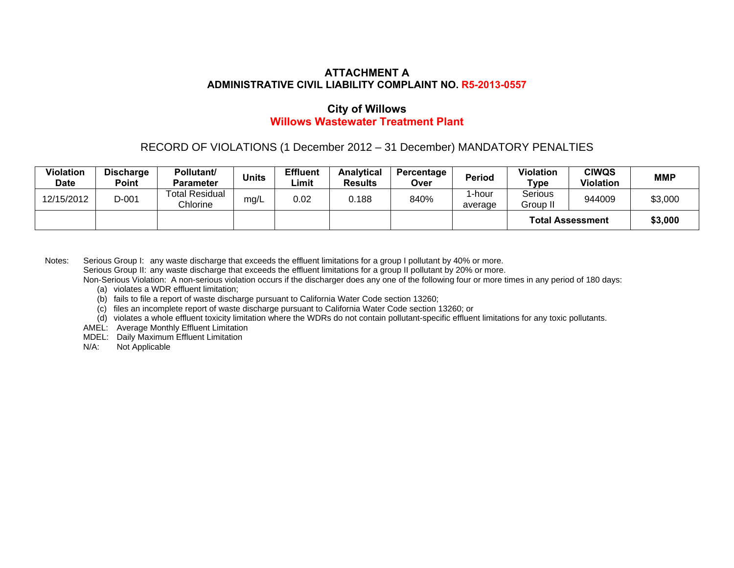# ATTACHMENT A
## ADMINISTRATIVE CIVIL LIABILITY COMPLAINT NO. R5-2013-0557

## City of Willows
## Willows Wastewater Treatment Plant

RECORD OF VIOLATIONS (1 December 2012 – 31 December) MANDATORY PENALTIES

| Violation Date | Discharge Point | Pollutant/ Parameter | Units | Effluent Limit | Analytical Results | Percentage Over | Period | Violation Type | CIWQS Violation | MMP |
|---|---|---|---|---|---|---|---|---|---|---|
| 12/15/2012 | D-001 | Total Residual Chlorine | mg/L | 0.02 | 0.188 | 840% | 1-hour average | Serious Group II | 944009 | $3,000 |
| | | | | | | | | **Total Assessment** | | **$3,000** |

Notes: Serious Group I: any waste discharge that exceeds the effluent limitations for a group I pollutant by 40% or more.
Serious Group II: any waste discharge that exceeds the effluent limitations for a group II pollutant by 20% or more.
Non-Serious Violation: A non-serious violation occurs if the discharger does any one of the following four or more times in any period of 180 days:
(a) violates a WDR effluent limitation;
(b) fails to file a report of waste discharge pursuant to California Water Code section 13260;
(c) files an incomplete report of waste discharge pursuant to California Water Code section 13260; or
(d) violates a whole effluent toxicity limitation where the WDRs do not contain pollutant-specific effluent limitations for any toxic pollutants.
AMEL: Average Monthly Effluent Limitation
MDEL: Daily Maximum Effluent Limitation
N/A: Not Applicable